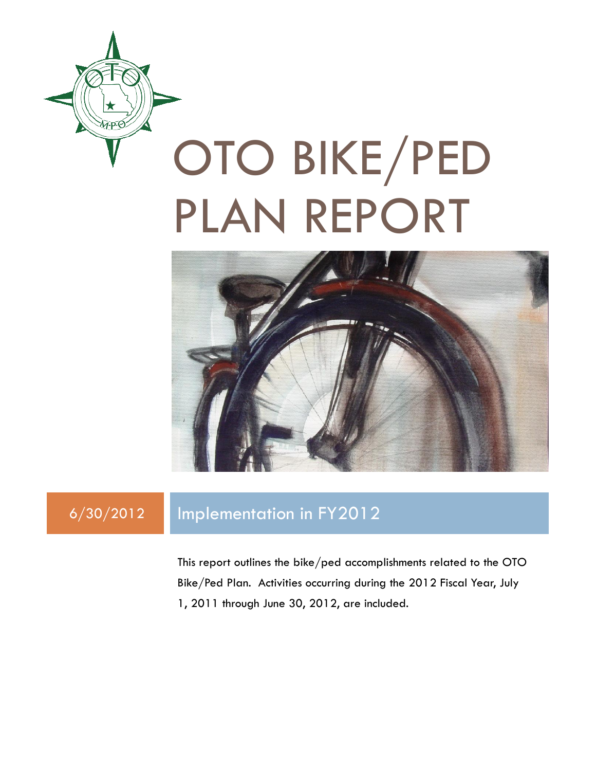# OTO BIKE/PED PLAN REPORT

6/30/2012

## Implementation in FY2012

This report outlines the bike/ped accomplishments related to the OTO Bike/Ped Plan. Activities occurring during the 2012 Fiscal Year, July 1, 2011 through June 30, 2012, are included.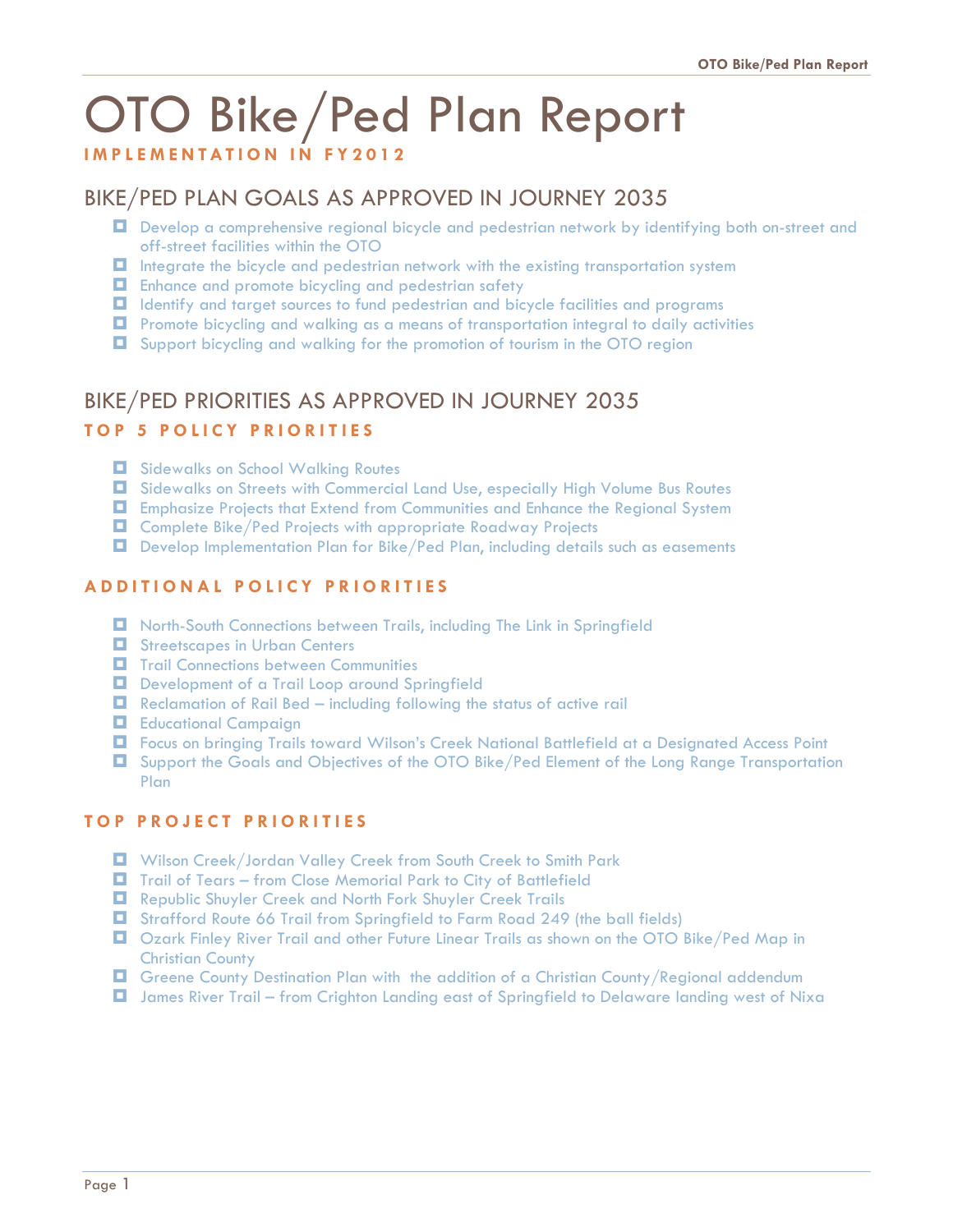# OTO Bike/Ped Plan Report

**IMPLEMENTATION IN FY2012**

## BIKE/PED PLAN GOALS AS APPROVED IN JOURNEY 2035

- Develop a comprehensive regional bicycle and pedestrian network by identifying both on-street and off-street facilities within the OTO
- Integrate the bicycle and pedestrian network with the existing transportation system
- Enhance and promote bicycling and pedestrian safety
- Identify and target sources to fund pedestrian and bicycle facilities and programs
- Promote bicycling and walking as a means of transportation integral to daily activities
- Support bicycling and walking for the promotion of tourism in the OTO region

## BIKE/PED PRIORITIES AS APPROVED IN JOURNEY 2035

### TOP 5 POLICY PRIORITIES

- Sidewalks on School Walking Routes
- Sidewalks on Streets with Commercial Land Use, especially High Volume Bus Routes
- Emphasize Projects that Extend from Communities and Enhance the Regional System
- Complete Bike/Ped Projects with appropriate Roadway Projects
- Develop Implementation Plan for Bike/Ped Plan, including details such as easements

### ADDITIONAL POLICY PRIORITIES

- North-South Connections between Trails, including The Link in Springfield
- Streetscapes in Urban Centers
- Trail Connections between Communities
- Development of a Trail Loop around Springfield
- Reclamation of Rail Bed – including following the status of active rail
- Educational Campaign
- Focus on bringing Trails toward Wilson's Creek National Battlefield at a Designated Access Point
- Support the Goals and Objectives of the OTO Bike/Ped Element of the Long Range Transportation Plan

### TOP PROJECT PRIORITIES

- Wilson Creek/Jordan Valley Creek from South Creek to Smith Park
- Trail of Tears – from Close Memorial Park to City of Battlefield
- Republic Shuyler Creek and North Fork Shuyler Creek Trails
- Strafford Route 66 Trail from Springfield to Farm Road 249 (the ball fields)
- Ozark Finley River Trail and other Future Linear Trails as shown on the OTO Bike/Ped Map in Christian County
- Greene County Destination Plan with the addition of a Christian County/Regional addendum
- James River Trail – from Crighton Landing east of Springfield to Delaware landing west of Nixa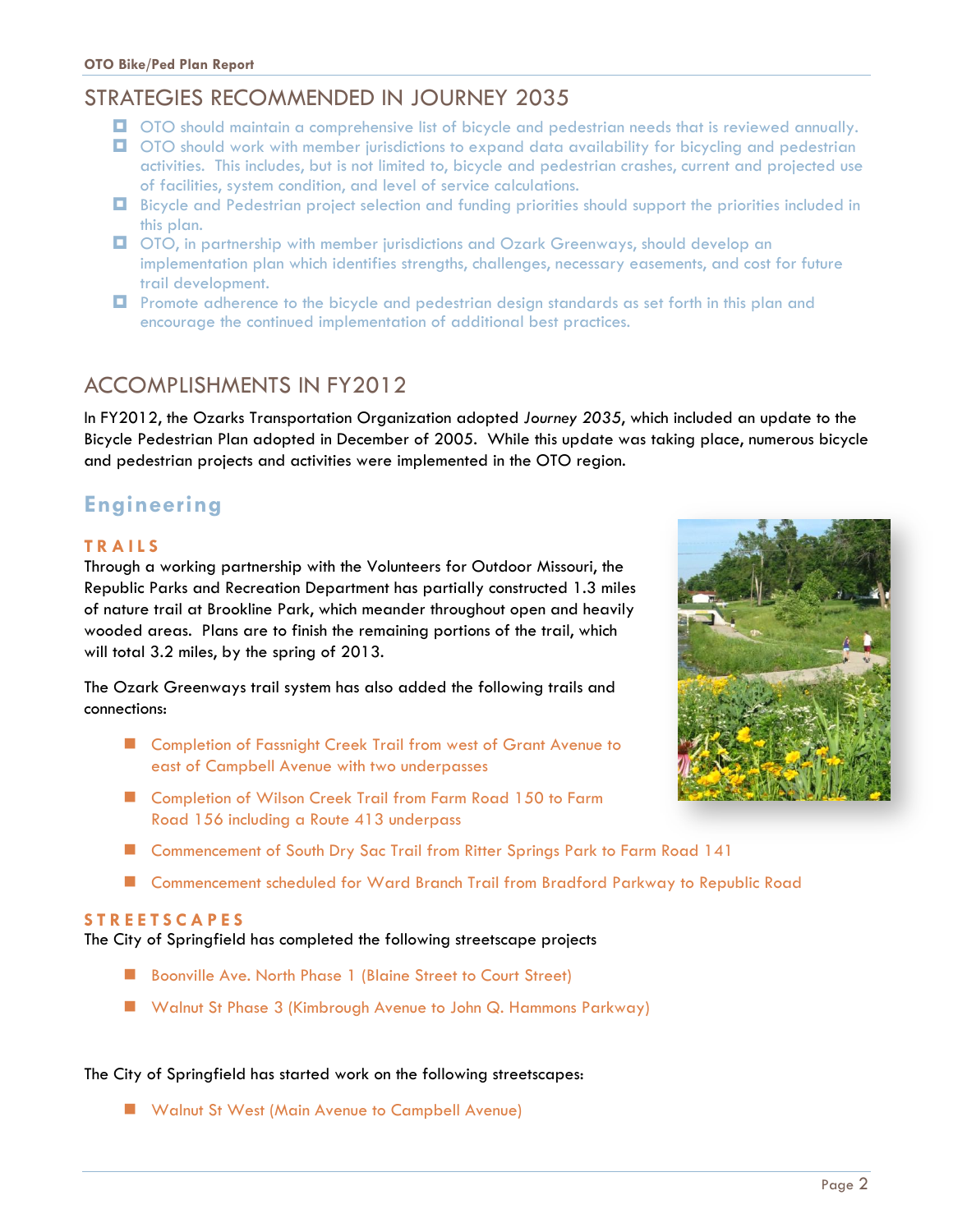## STRATEGIES RECOMMENDED IN JOURNEY 2035

- OTO should maintain a comprehensive list of bicycle and pedestrian needs that is reviewed annually.
- OTO should work with member jurisdictions to expand data availability for bicycling and pedestrian activities. This includes, but is not limited to, bicycle and pedestrian crashes, current and projected use of facilities, system condition, and level of service calculations.
- Bicycle and Pedestrian project selection and funding priorities should support the priorities included in this plan.
- OTO, in partnership with member jurisdictions and Ozark Greenways, should develop an implementation plan which identifies strengths, challenges, necessary easements, and cost for future trail development.
- Promote adherence to the bicycle and pedestrian design standards as set forth in this plan and encourage the continued implementation of additional best practices.

## ACCOMPLISHMENTS IN FY2012

In FY2012, the Ozarks Transportation Organization adopted *Journey 2035*, which included an update to the Bicycle Pedestrian Plan adopted in December of 2005. While this update was taking place, numerous bicycle and pedestrian projects and activities were implemented in the OTO region.

### Engineering

#### TRAILS

Through a working partnership with the Volunteers for Outdoor Missouri, the Republic Parks and Recreation Department has partially constructed 1.3 miles of nature trail at Brookline Park, which meander throughout open and heavily wooded areas. Plans are to finish the remaining portions of the trail, which will total 3.2 miles, by the spring of 2013.

The Ozark Greenways trail system has also added the following trails and connections:

- Completion of Fassnight Creek Trail from west of Grant Avenue to east of Campbell Avenue with two underpasses
- Completion of Wilson Creek Trail from Farm Road 150 to Farm Road 156 including a Route 413 underpass
- Commencement of South Dry Sac Trail from Ritter Springs Park to Farm Road 141
- Commencement scheduled for Ward Branch Trail from Bradford Parkway to Republic Road

#### STREETSCAPES

The City of Springfield has completed the following streetscape projects

- Boonville Ave. North Phase 1 (Blaine Street to Court Street)
- Walnut St Phase 3 (Kimbrough Avenue to John Q. Hammons Parkway)

The City of Springfield has started work on the following streetscapes:

- Walnut St West (Main Avenue to Campbell Avenue)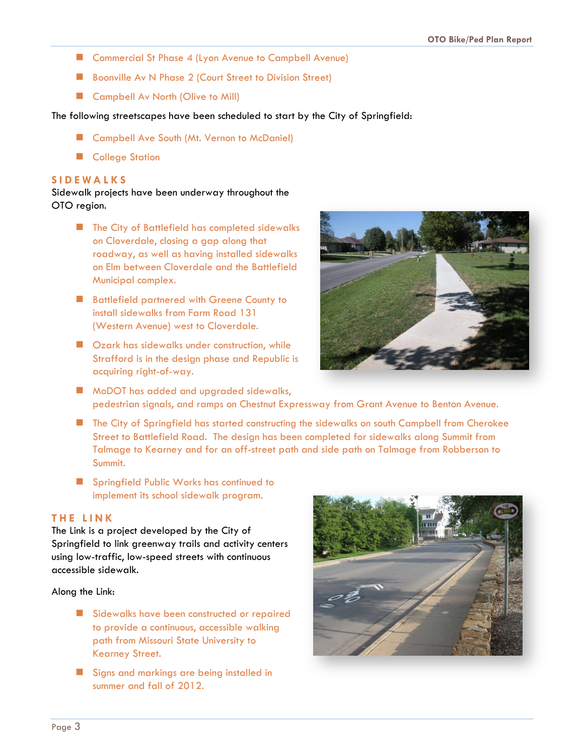- Commercial St Phase 4 (Lyon Avenue to Campbell Avenue)
- Boonville Av N Phase 2 (Court Street to Division Street)
- Campbell Av North (Olive to Mill)

The following streetscapes have been scheduled to start by the City of Springfield:

- Campbell Ave South (Mt. Vernon to McDaniel)
- College Station

## SIDEWALKS

Sidewalk projects have been underway throughout the OTO region.

- The City of Battlefield has completed sidewalks on Cloverdale, closing a gap along that roadway, as well as having installed sidewalks on Elm between Cloverdale and the Battlefield Municipal complex.
- Battlefield partnered with Greene County to install sidewalks from Farm Road 131 (Western Avenue) west to Cloverdale.
- Ozark has sidewalks under construction, while Strafford is in the design phase and Republic is acquiring right-of-way.
- MoDOT has added and upgraded sidewalks, pedestrian signals, and ramps on Chestnut Expressway from Grant Avenue to Benton Avenue.
- The City of Springfield has started constructing the sidewalks on south Campbell from Cherokee Street to Battlefield Road. The design has been completed for sidewalks along Summit from Talmage to Kearney and for an off-street path and side path on Talmage from Robberson to Summit.
- Springfield Public Works has continued to implement its school sidewalk program.

## THE LINK

The Link is a project developed by the City of Springfield to link greenway trails and activity centers using low-traffic, low-speed streets with continuous accessible sidewalk.

Along the Link:

- Sidewalks have been constructed or repaired to provide a continuous, accessible walking path from Missouri State University to Kearney Street.
- Signs and markings are being installed in summer and fall of 2012.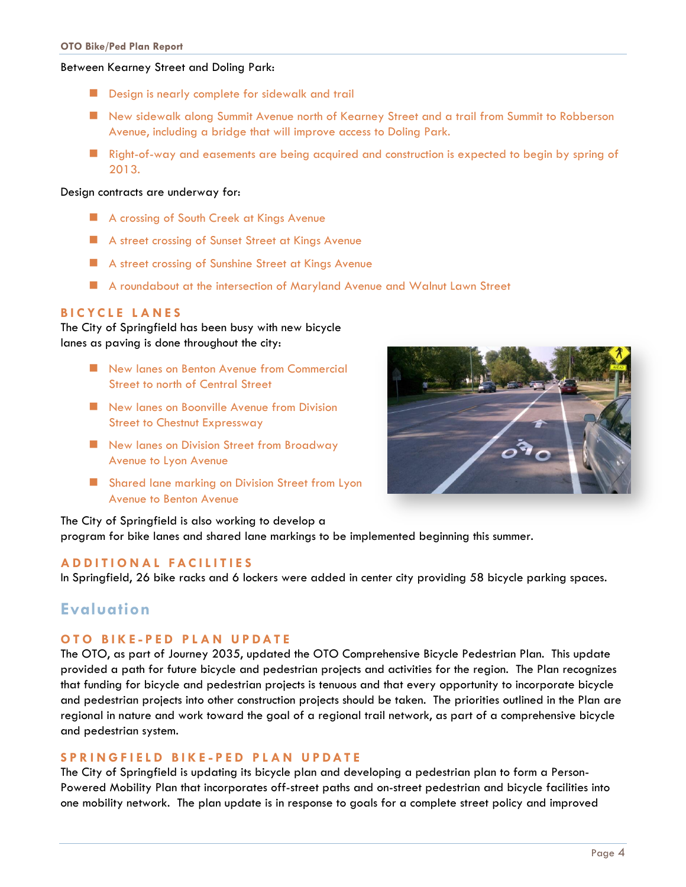Between Kearney Street and Doling Park:

- Design is nearly complete for sidewalk and trail
- New sidewalk along Summit Avenue north of Kearney Street and a trail from Summit to Robberson Avenue, including a bridge that will improve access to Doling Park.
- Right-of-way and easements are being acquired and construction is expected to begin by spring of 2013.

Design contracts are underway for:

- A crossing of South Creek at Kings Avenue
- A street crossing of Sunset Street at Kings Avenue
- A street crossing of Sunshine Street at Kings Avenue
- A roundabout at the intersection of Maryland Avenue and Walnut Lawn Street

### BICYCLE LANES

The City of Springfield has been busy with new bicycle lanes as paving is done throughout the city:

- New lanes on Benton Avenue from Commercial Street to north of Central Street
- New lanes on Boonville Avenue from Division Street to Chestnut Expressway
- New lanes on Division Street from Broadway Avenue to Lyon Avenue
- Shared lane marking on Division Street from Lyon Avenue to Benton Avenue

The City of Springfield is also working to develop a program for bike lanes and shared lane markings to be implemented beginning this summer.

### ADDITIONAL FACILITIES

In Springfield, 26 bike racks and 6 lockers were added in center city providing 58 bicycle parking spaces.

## Evaluation

### OTO BIKE-PED PLAN UPDATE

The OTO, as part of Journey 2035, updated the OTO Comprehensive Bicycle Pedestrian Plan. This update provided a path for future bicycle and pedestrian projects and activities for the region. The Plan recognizes that funding for bicycle and pedestrian projects is tenuous and that every opportunity to incorporate bicycle and pedestrian projects into other construction projects should be taken. The priorities outlined in the Plan are regional in nature and work toward the goal of a regional trail network, as part of a comprehensive bicycle and pedestrian system.

### SPRINGFIELD BIKE-PED PLAN UPDATE

The City of Springfield is updating its bicycle plan and developing a pedestrian plan to form a Person-Powered Mobility Plan that incorporates off-street paths and on-street pedestrian and bicycle facilities into one mobility network. The plan update is in response to goals for a complete street policy and improved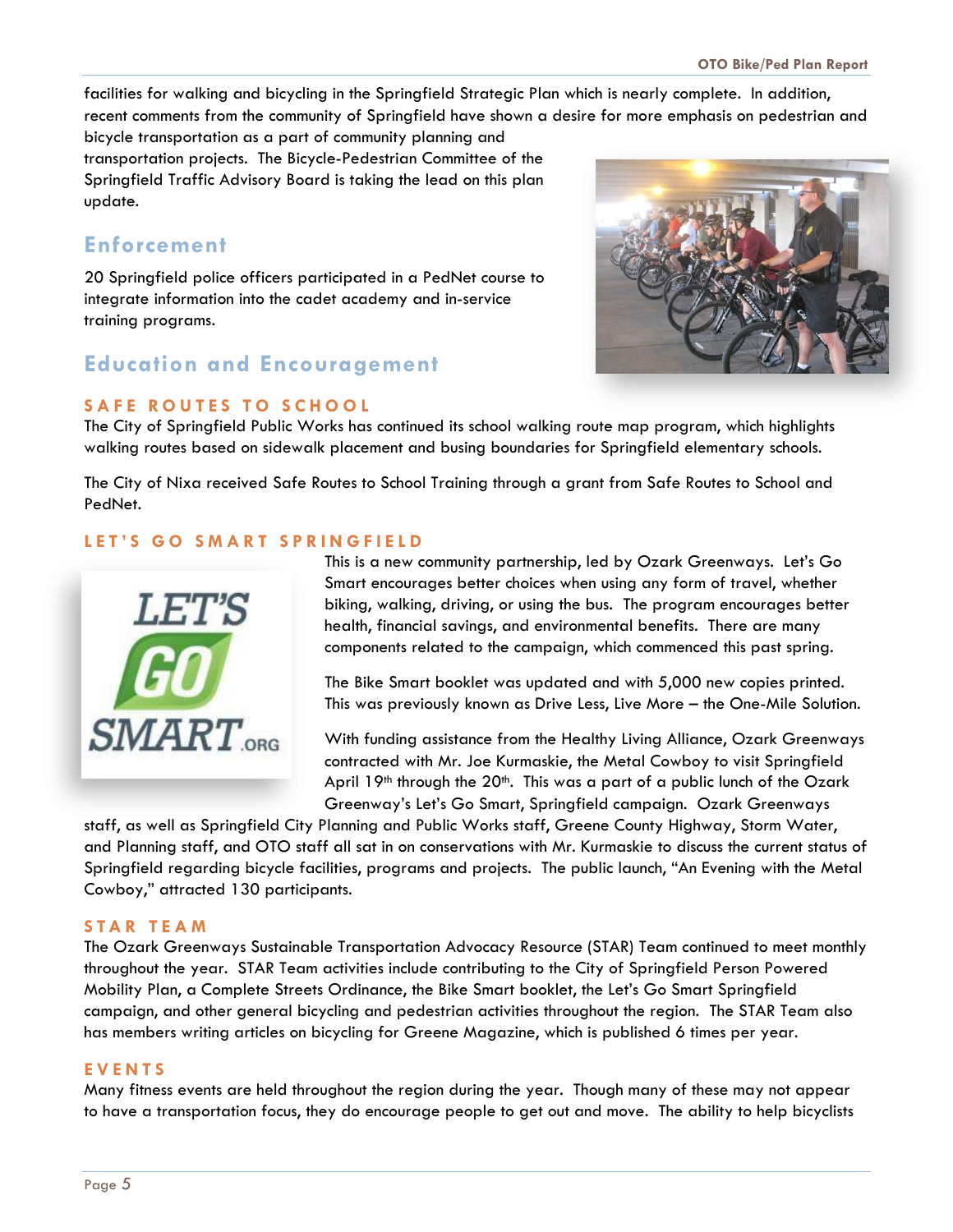facilities for walking and bicycling in the Springfield Strategic Plan which is nearly complete. In addition, recent comments from the community of Springfield have shown a desire for more emphasis on pedestrian and bicycle transportation as a part of community planning and transportation projects. The Bicycle-Pedestrian Committee of the Springfield Traffic Advisory Board is taking the lead on this plan update.

## Enforcement

20 Springfield police officers participated in a PedNet course to integrate information into the cadet academy and in-service training programs.

## Education and Encouragement

### SAFE ROUTES TO SCHOOL

The City of Springfield Public Works has continued its school walking route map program, which highlights walking routes based on sidewalk placement and busing boundaries for Springfield elementary schools.

The City of Nixa received Safe Routes to School Training through a grant from Safe Routes to School and PedNet.

### LET'S GO SMART SPRINGFIELD

This is a new community partnership, led by Ozark Greenways. Let's Go Smart encourages better choices when using any form of travel, whether biking, walking, driving, or using the bus. The program encourages better health, financial savings, and environmental benefits. There are many components related to the campaign, which commenced this past spring.

The Bike Smart booklet was updated and with 5,000 new copies printed. This was previously known as Drive Less, Live More – the One-Mile Solution.

With funding assistance from the Healthy Living Alliance, Ozark Greenways contracted with Mr. Joe Kurmaskie, the Metal Cowboy to visit Springfield April 19th through the 20th. This was a part of a public lunch of the Ozark Greenway's Let's Go Smart, Springfield campaign. Ozark Greenways staff, as well as Springfield City Planning and Public Works staff, Greene County Highway, Storm Water, and Planning staff, and OTO staff all sat in on conservations with Mr. Kurmaskie to discuss the current status of Springfield regarding bicycle facilities, programs and projects. The public launch, "An Evening with the Metal Cowboy," attracted 130 participants.

### STAR TEAM

The Ozark Greenways Sustainable Transportation Advocacy Resource (STAR) Team continued to meet monthly throughout the year. STAR Team activities include contributing to the City of Springfield Person Powered Mobility Plan, a Complete Streets Ordinance, the Bike Smart booklet, the Let's Go Smart Springfield campaign, and other general bicycling and pedestrian activities throughout the region. The STAR Team also has members writing articles on bicycling for Greene Magazine, which is published 6 times per year.

### EVENTS

Many fitness events are held throughout the region during the year. Though many of these may not appear to have a transportation focus, they do encourage people to get out and move. The ability to help bicyclists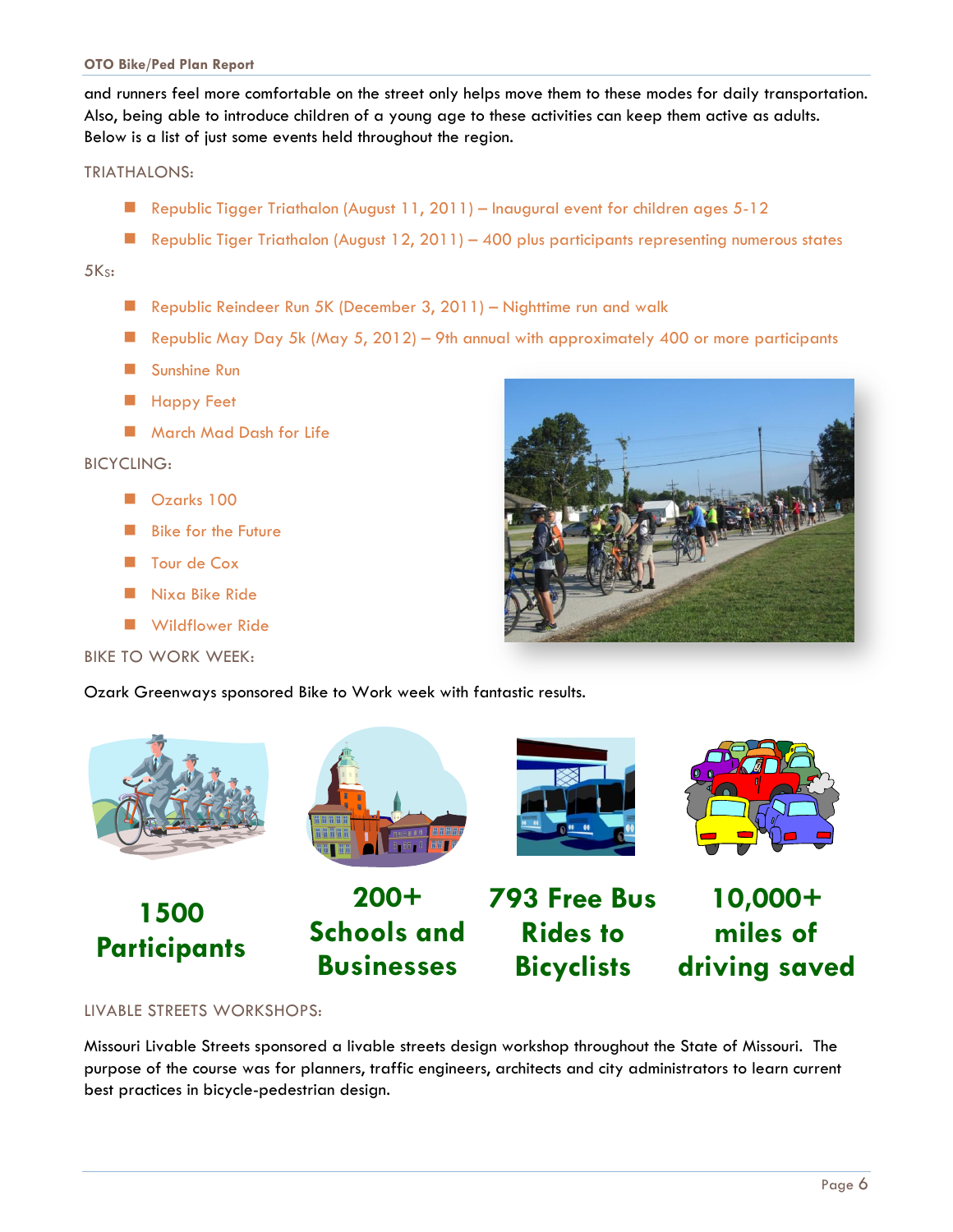and runners feel more comfortable on the street only helps move them to these modes for daily transportation. Also, being able to introduce children of a young age to these activities can keep them active as adults. Below is a list of just some events held throughout the region.

TRIATHALONS:

- Republic Tigger Triathalon (August 11, 2011) – Inaugural event for children ages 5-12
- Republic Tiger Triathalon (August 12, 2011) – 400 plus participants representing numerous states

5Ks:

- Republic Reindeer Run 5K (December 3, 2011) – Nighttime run and walk
- Republic May Day 5k (May 5, 2012) – 9th annual with approximately 400 or more participants
- Sunshine Run
- Happy Feet
- March Mad Dash for Life

BICYCLING:

- Ozarks 100
- Bike for the Future
- Tour de Cox
- Nixa Bike Ride
- Wildflower Ride

BIKE TO WORK WEEK:

Ozark Greenways sponsored Bike to Work week with fantastic results.

**1500 Participants**

**200+ Schools and Businesses**

**793 Free Bus Rides to Bicyclists**

**10,000+ miles of driving saved**

LIVABLE STREETS WORKSHOPS:

Missouri Livable Streets sponsored a livable streets design workshop throughout the State of Missouri. The purpose of the course was for planners, traffic engineers, architects and city administrators to learn current best practices in bicycle-pedestrian design.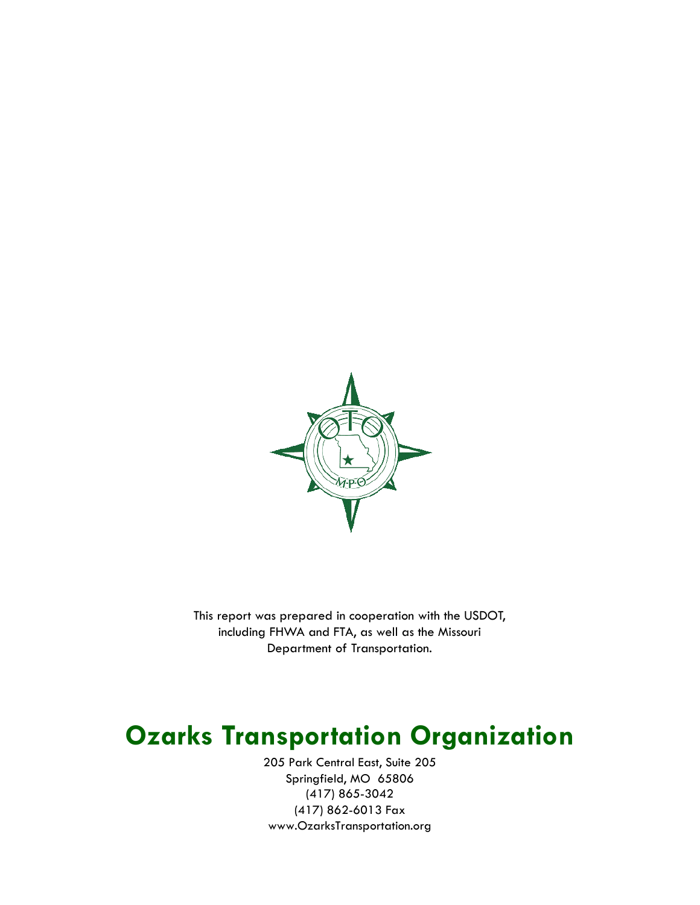This report was prepared in cooperation with the USDOT, including FHWA and FTA, as well as the Missouri Department of Transportation.

# Ozarks Transportation Organization

205 Park Central East, Suite 205
Springfield, MO 65806
(417) 865-3042
(417) 862-6013 Fax
www.OzarksTransportation.org